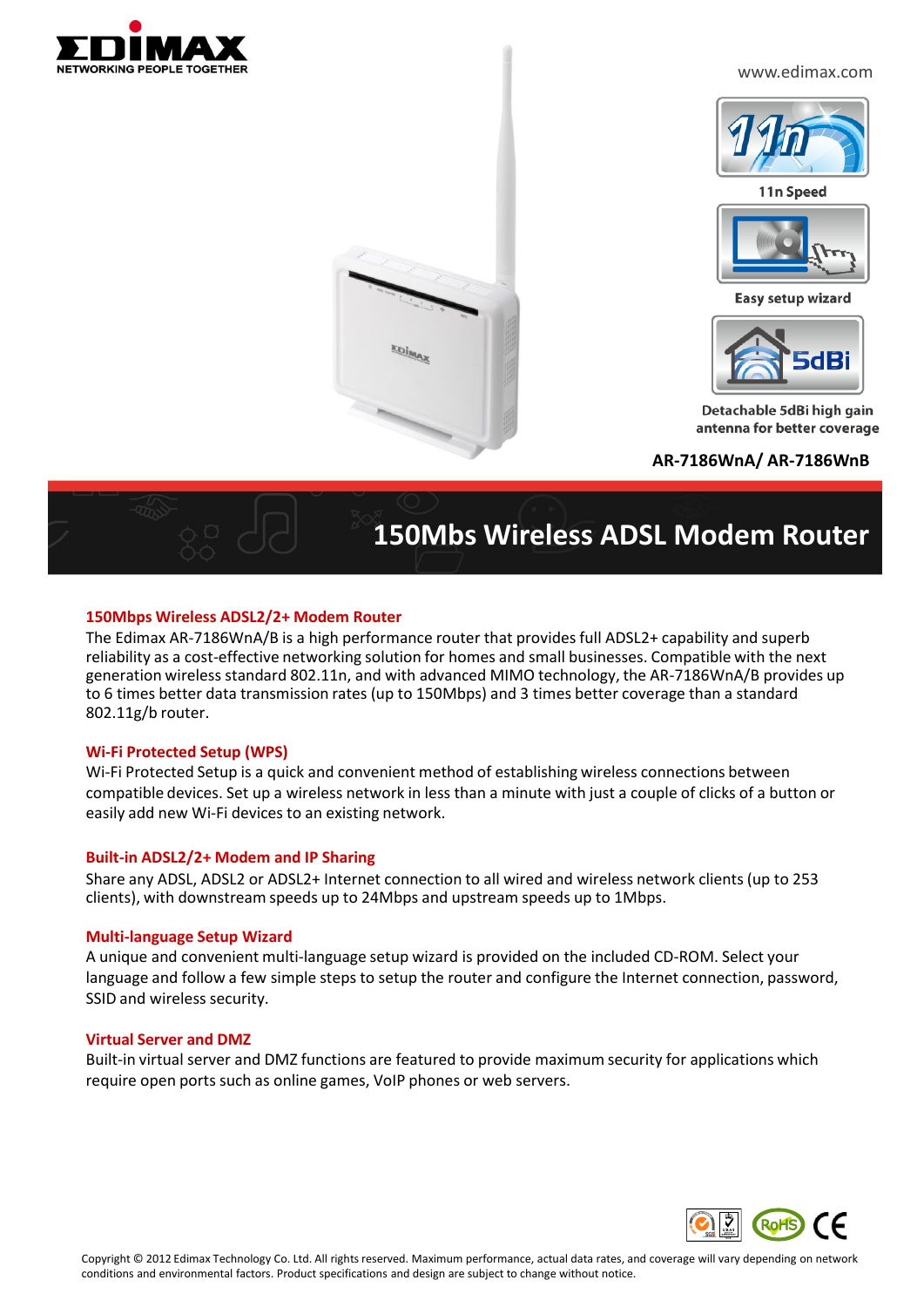EDIMAX
NETWORKING PEOPLE TOGETHER

www.edimax.com

11n Speed

Easy setup wizard

Detachable 5dBi high gain antenna for better coverage

**AR-7186WnA/ AR-7186WnB**

# 150Mbs Wireless ADSL Modem Router

## 150Mbps Wireless ADSL2/2+ Modem Router

The Edimax AR-7186WnA/B is a high performance router that provides full ADSL2+ capability and superb reliability as a cost-effective networking solution for homes and small businesses. Compatible with the next generation wireless standard 802.11n, and with advanced MIMO technology, the AR-7186WnA/B provides up to 6 times better data transmission rates (up to 150Mbps) and 3 times better coverage than a standard 802.11g/b router.

## Wi-Fi Protected Setup (WPS)

Wi-Fi Protected Setup is a quick and convenient method of establishing wireless connections between compatible devices. Set up a wireless network in less than a minute with just a couple of clicks of a button or easily add new Wi-Fi devices to an existing network.

## Built-in ADSL2/2+ Modem and IP Sharing

Share any ADSL, ADSL2 or ADSL2+ Internet connection to all wired and wireless network clients (up to 253 clients), with downstream speeds up to 24Mbps and upstream speeds up to 1Mbps.

## Multi-language Setup Wizard

A unique and convenient multi-language setup wizard is provided on the included CD-ROM. Select your language and follow a few simple steps to setup the router and configure the Internet connection, password, SSID and wireless security.

## Virtual Server and DMZ

Built-in virtual server and DMZ functions are featured to provide maximum security for applications which require open ports such as online games, VoIP phones or web servers.

Copyright © 2012 Edimax Technology Co. Ltd. All rights reserved. Maximum performance, actual data rates, and coverage will vary depending on network conditions and environmental factors. Product specifications and design are subject to change without notice.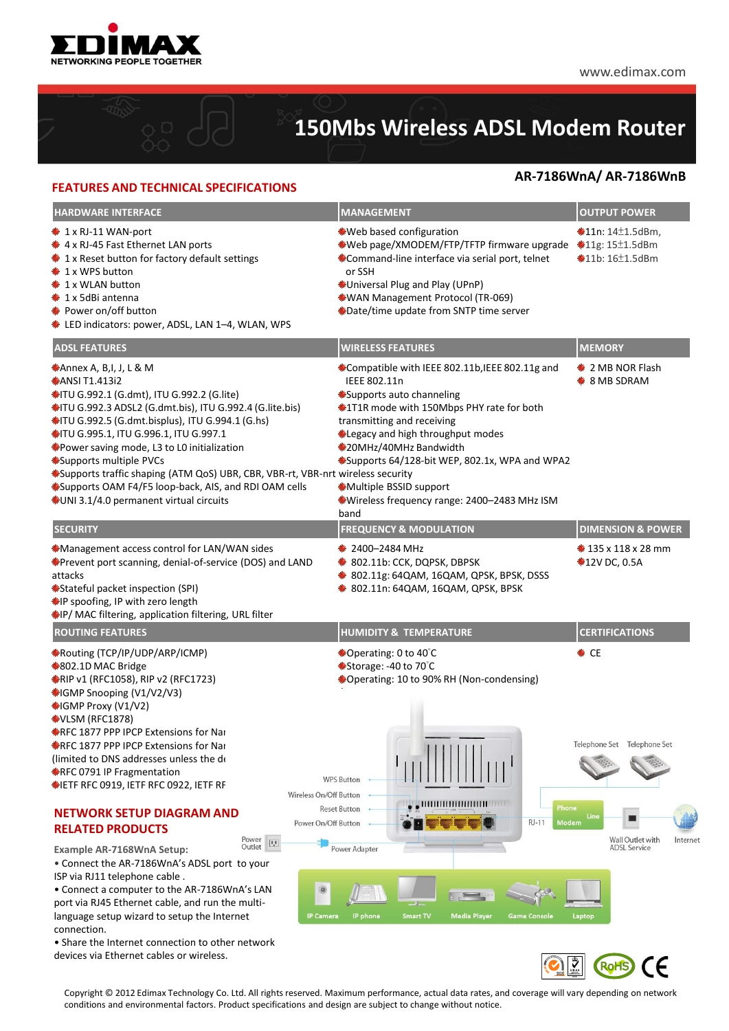EDIMAX
NETWORKING PEOPLE TOGETHER

www.edimax.com

# 150Mbs Wireless ADSL Modem Router

## AR-7186WnA/ AR-7186WnB

## FEATURES AND TECHNICAL SPECIFICATIONS

### HARDWARE INTERFACE

- 1 x RJ-11 WAN-port
- 4 x RJ-45 Fast Ethernet LAN ports
- 1 x Reset button for factory default settings
- 1 x WPS button
- 1 x WLAN button
- 1 x 5dBi antenna
- Power on/off button
- LED indicators: power, ADSL, LAN 1–4, WLAN, WPS

### MANAGEMENT

- Web based configuration
- Web page/XMODEM/FTP/TFTP firmware upgrade
- Command-line interface via serial port, telnet or SSH
- Universal Plug and Play (UPnP)
- WAN Management Protocol (TR-069)
- Date/time update from SNTP time server

### OUTPUT POWER

- 11n: 14±1.5dBm,
- 11g: 15±1.5dBm
- 11b: 16±1.5dBm

### ADSL FEATURES

- Annex A, B,I, J, L & M
- ANSI T1.413i2
- ITU G.992.1 (G.dmt), ITU G.992.2 (G.lite)
- ITU G.992.3 ADSL2 (G.dmt.bis), ITU G.992.4 (G.lite.bis)
- ITU G.992.5 (G.dmt.bisplus), ITU G.994.1 (G.hs)
- ITU G.995.1, ITU G.996.1, ITU G.997.1
- Power saving mode, L3 to L0 initialization
- Supports multiple PVCs
- Supports traffic shaping (ATM QoS) UBR, CBR, VBR-rt, VBR-nrt
- Supports OAM F4/F5 loop-back, AIS, and RDI OAM cells
- UNI 3.1/4.0 permanent virtual circuits

### WIRELESS FEATURES

- Compatible with IEEE 802.11b,IEEE 802.11g and IEEE 802.11n
- Supports auto channeling
- 1T1R mode with 150Mbps PHY rate for both transmitting and receiving
- Legacy and high throughput modes
- 20MHz/40MHz Bandwidth
- Supports 64/128-bit WEP, 802.1x, WPA and WPA2 wireless security
- Multiple BSSID support
- Wireless frequency range: 2400–2483 MHz ISM band

### MEMORY

- 2 MB NOR Flash
- 8 MB SDRAM

### SECURITY

- Management access control for LAN/WAN sides
- Prevent port scanning, denial-of-service (DOS) and LAND attacks
- Stateful packet inspection (SPI)
- IP spoofing, IP with zero length
- IP/ MAC filtering, application filtering, URL filter

### FREQUENCY & MODULATION

- 2400–2484 MHz
- 802.11b: CCK, DQPSK, DBPSK
- 802.11g: 64QAM, 16QAM, QPSK, BPSK, DSSS
- 802.11n: 64QAM, 16QAM, QPSK, BPSK

### DIMENSION & POWER

- 135 x 118 x 28 mm
- 12V DC, 0.5A

### ROUTING FEATURES

- Routing (TCP/UDP/ARP/ICMP)
- 802.1D MAC Bridge
- RIP v1 (RFC1058), RIP v2 (RFC1723)
- IGMP Snooping (V1/V2/V3)
- IGMP Proxy (V1/V2)
- VLSM (RFC1878)
- RFC 1877 PPP IPCP Extensions for Nai
- RFC 1877 PPP IPCP Extensions for Nai (limited to DNS addresses unless the d
- RFC 0791 IP Fragmentation
- IETF RFC 0919, IETF RFC 0922, IETF RF

### HUMIDITY & TEMPERATURE

- Operating: 0 to 40°C
- Storage: -40 to 70°C
- Operating: 10 to 90% RH (Non-condensing)

### CERTIFICATIONS

- CE

## NETWORK SETUP DIAGRAM AND RELATED PRODUCTS

WPS Button
Wireless On/Off Button
Reset Button
Power On/Off Button
Power Outlet
Power Adapter
RJ-11
Phone
Line
Modem
Telephone Set
Telephone Set
Wall Outlet with ADSL Service
Internet
IP Camera
IP phone
Smart TV
Media Player
Game Console
Laptop

**Example AR-7168WnA Setup:**

- Connect the AR-7186WnA's ADSL port to your ISP via RJ11 telephone cable .
- Connect a computer to the AR-7186WnA's LAN port via RJ45 Ethernet cable, and run the multi-language setup wizard to setup the Internet connection.
- Share the Internet connection to other network devices via Ethernet cables or wireless.

RoHS CE

Copyright © 2012 Edimax Technology Co. Ltd. All rights reserved. Maximum performance, actual data rates, and coverage will vary depending on network conditions and environmental factors. Product specifications and design are subject to change without notice.